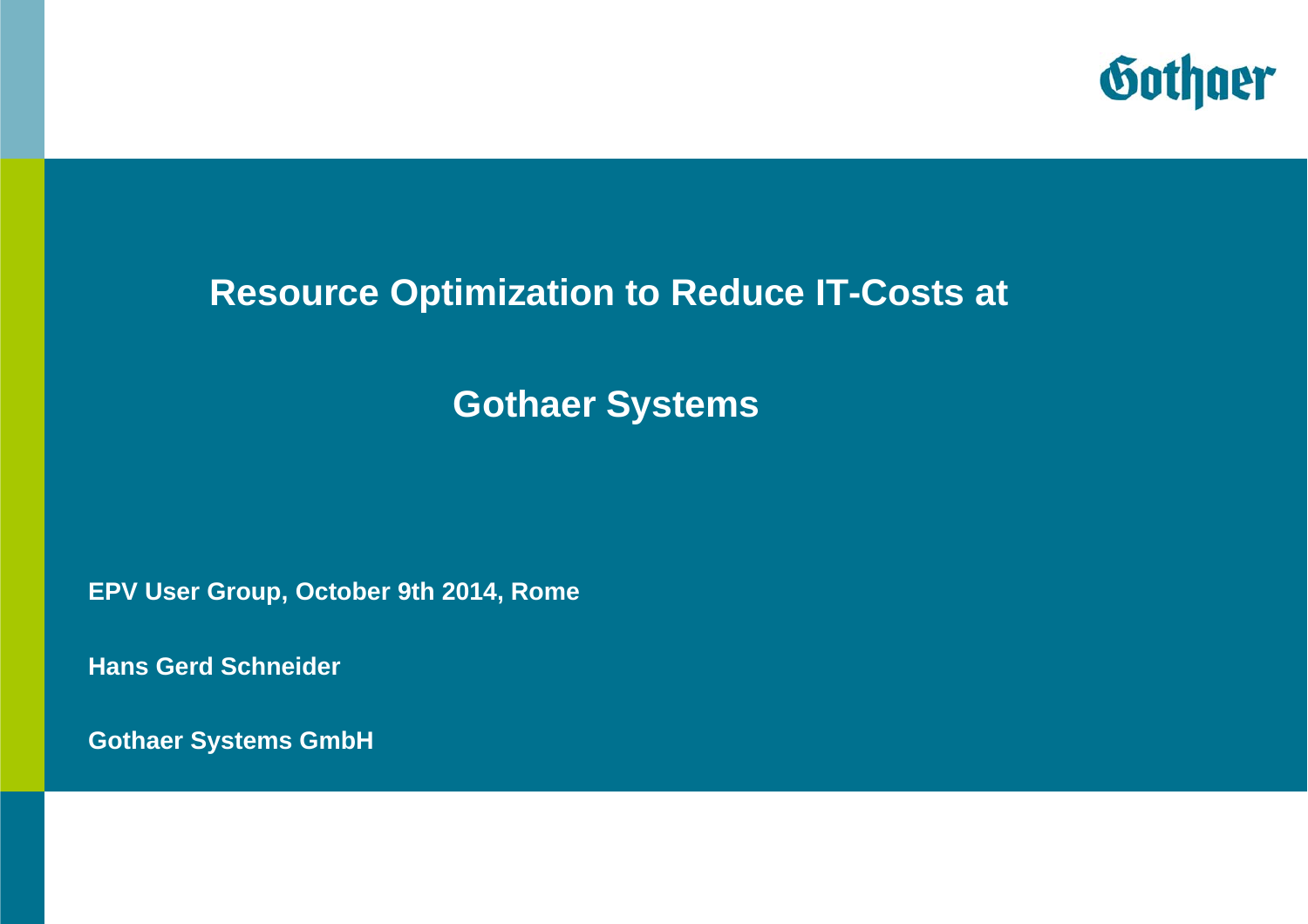# Resource Optimization to Reduce IT-Costs at Gothaer Systems

**EPV User Group, October 9th 2014, Rome**

**Hans Gerd Schneider**

**Gothaer Systems GmbH**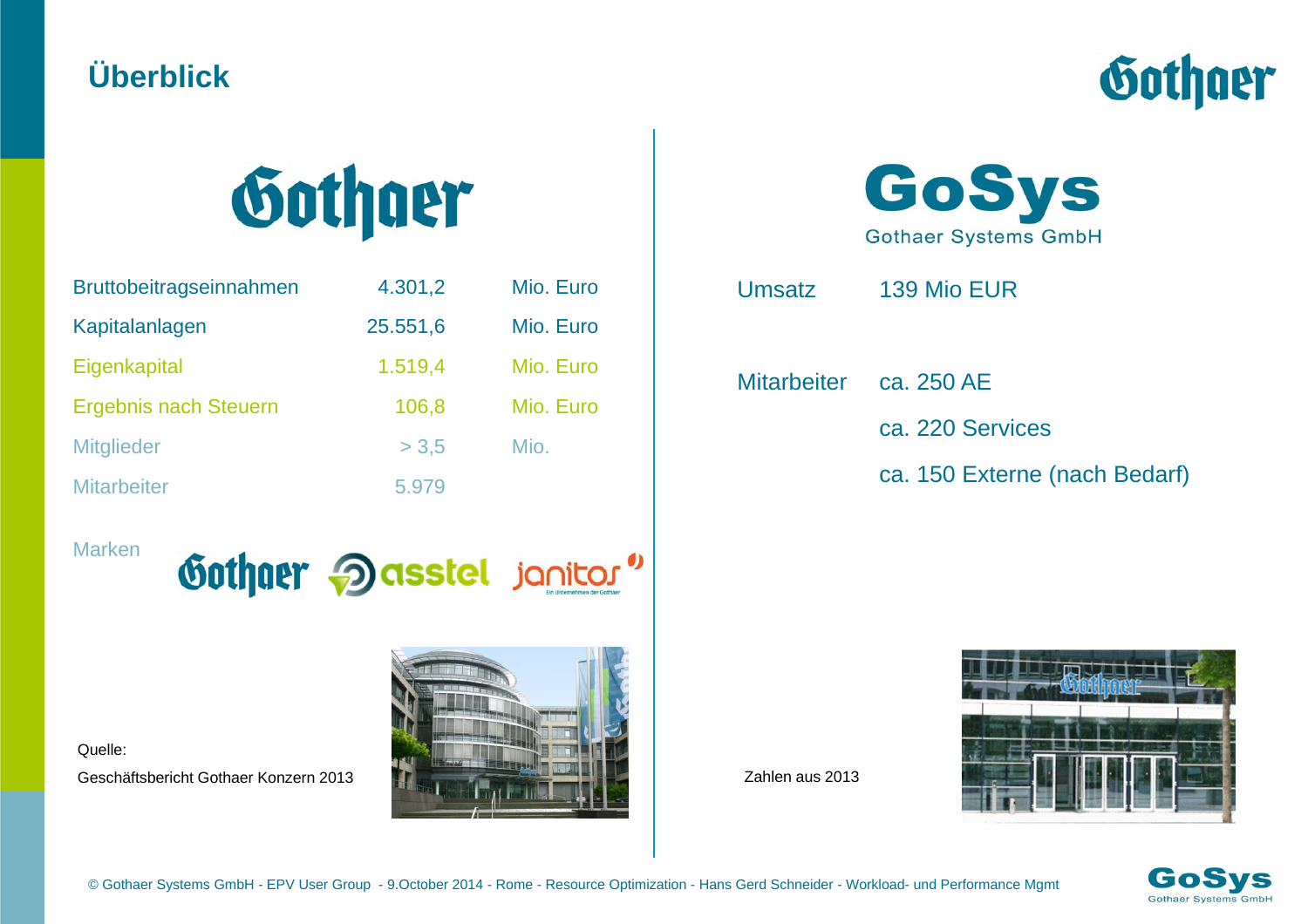# Überblick

## Gothaer

| | | |
|---|---|---|
| Bruttobeitragseinnahmen | 4.301,2 | Mio. Euro |
| Kapitalanlagen | 25.551,6 | Mio. Euro |
| Eigenkapital | 1.519,4 | Mio. Euro |
| Ergebnis nach Steuern | 106,8 | Mio. Euro |
| Mitglieder | > 3,5 | Mio. |
| Mitarbeiter | 5.979 | |

Marken: Gothaer, asstel, janitos (Ein Unternehmen der Gothaer)

Quelle:
Geschäftsbericht Gothaer Konzern 2013

## GoSys
Gothaer Systems GmbH

| | |
|---|---|
| Umsatz | 139 Mio EUR |
| Mitarbeiter | ca. 250 AE |
| | ca. 220 Services |
| | ca. 150 Externe (nach Bedarf) |

Zahlen aus 2013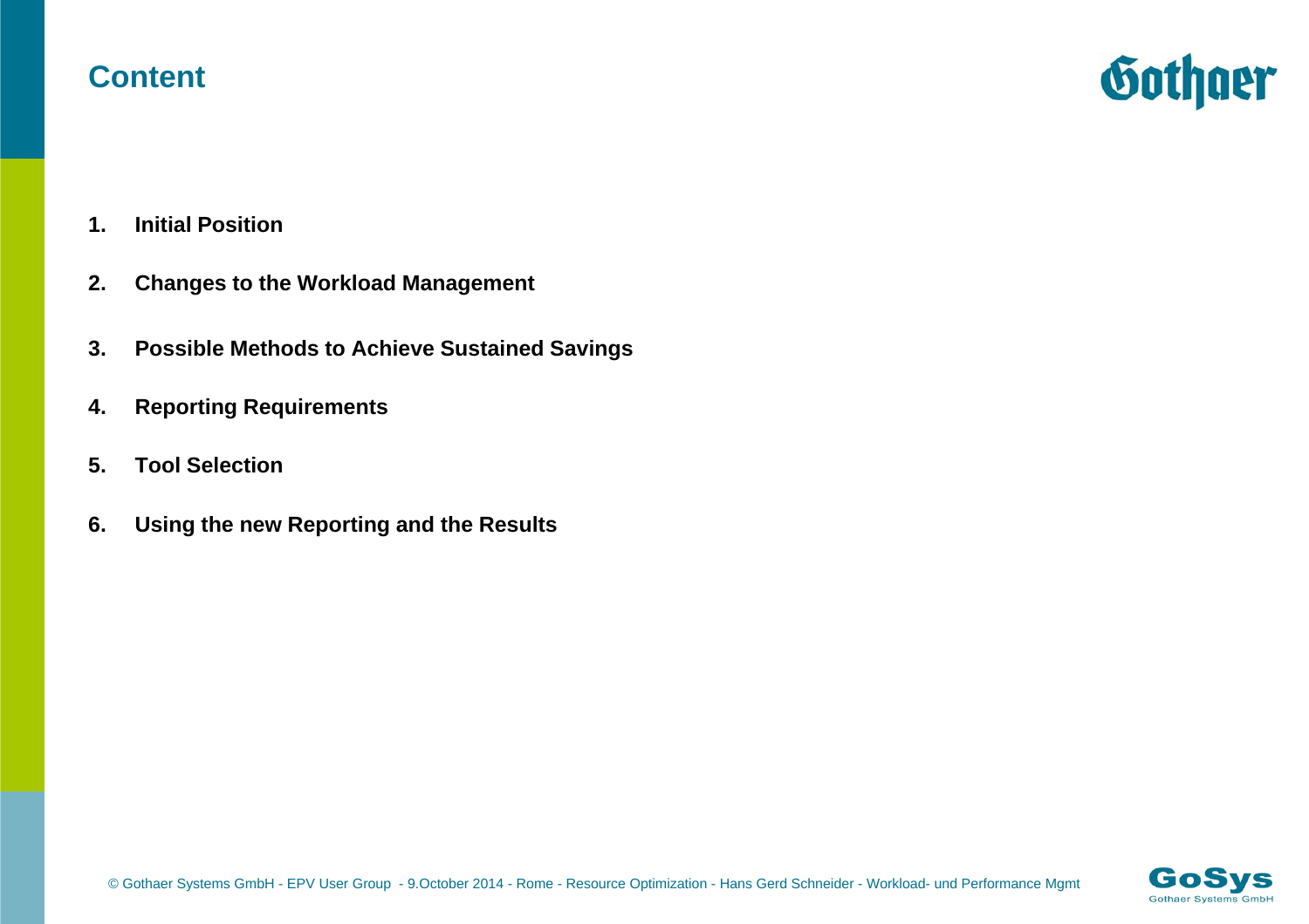# Content

1. **Initial Position**
2. **Changes to the Workload Management**
3. **Possible Methods to Achieve Sustained Savings**
4. **Reporting Requirements**
5. **Tool Selection**
6. **Using the new Reporting and the Results**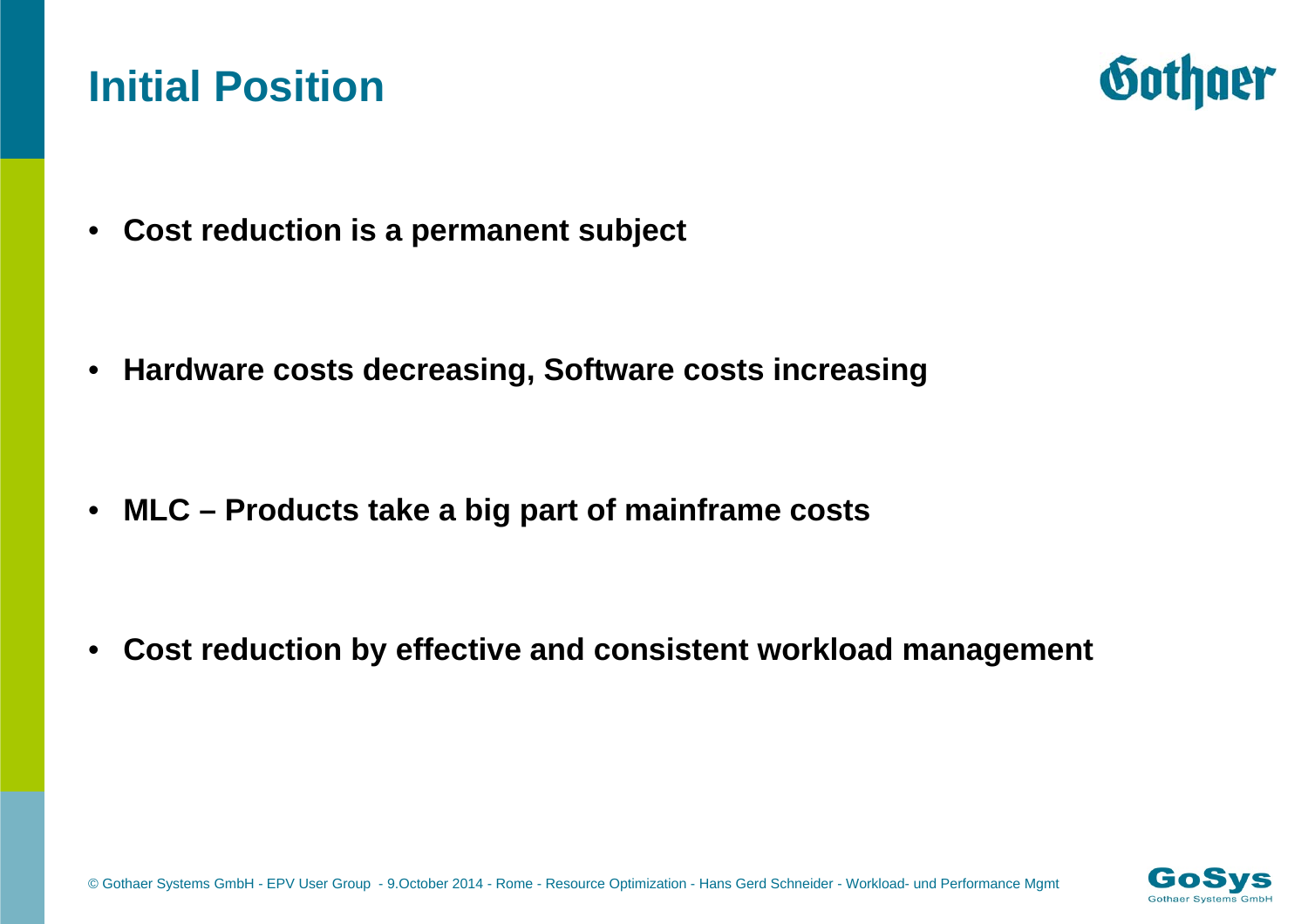# Initial Position

- **Cost reduction is a permanent subject**

- **Hardware costs decreasing, Software costs increasing**

- **MLC – Products take a big part of mainframe costs**

- **Cost reduction by effective and consistent workload management**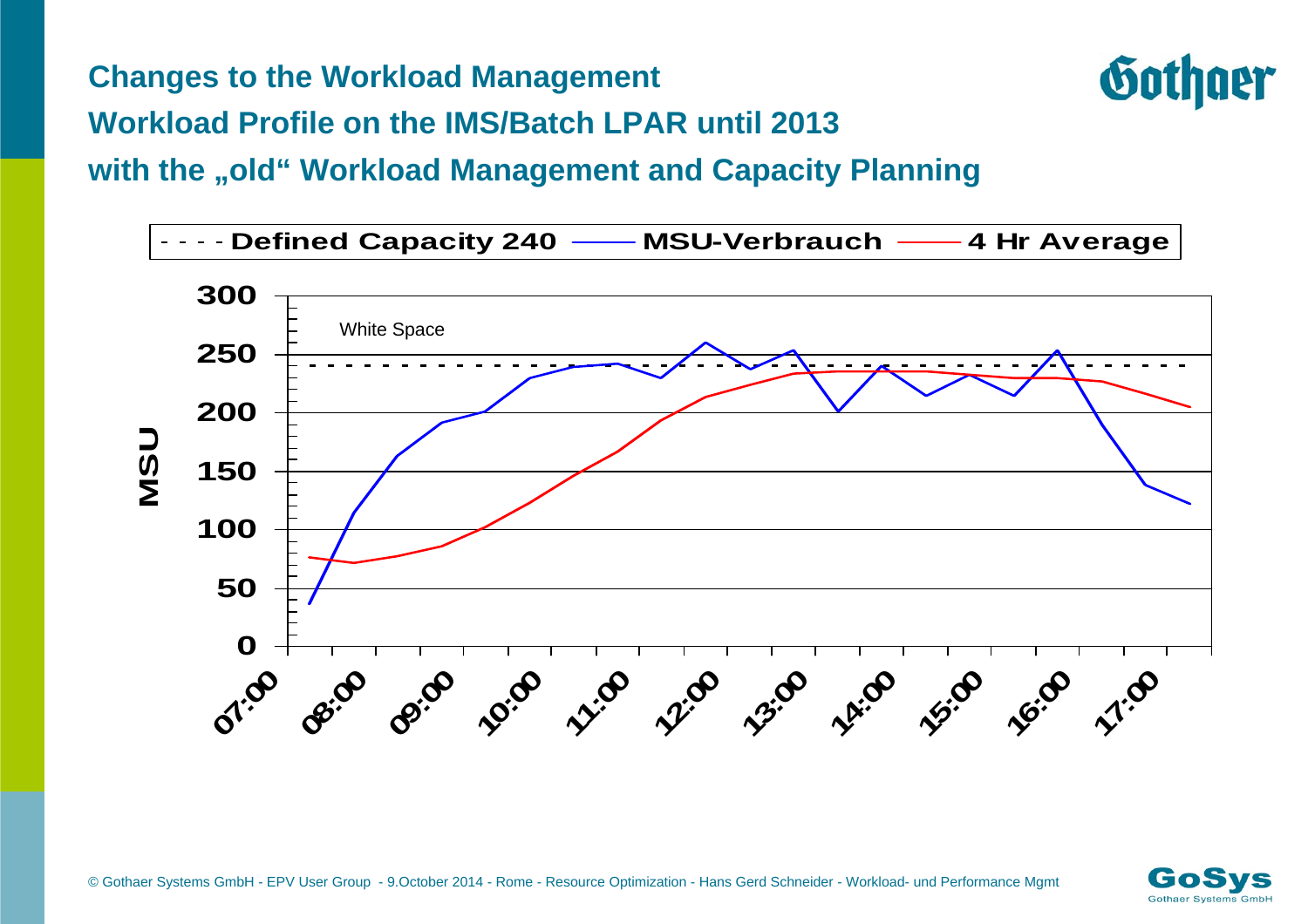## Changes to the Workload Management

## Workload Profile on the IMS/Batch LPAR until 2013

## with the „old“ Workload Management and Capacity Planning

- - - - Defined Capacity 240 —— MSU-Verbrauch —— 4 Hr Average

White Space

MSU

300
250
200
150
100
50
0

07:00 08:00 09:00 10:00 11:00 12:00 13:00 14:00 15:00 16:00 17:00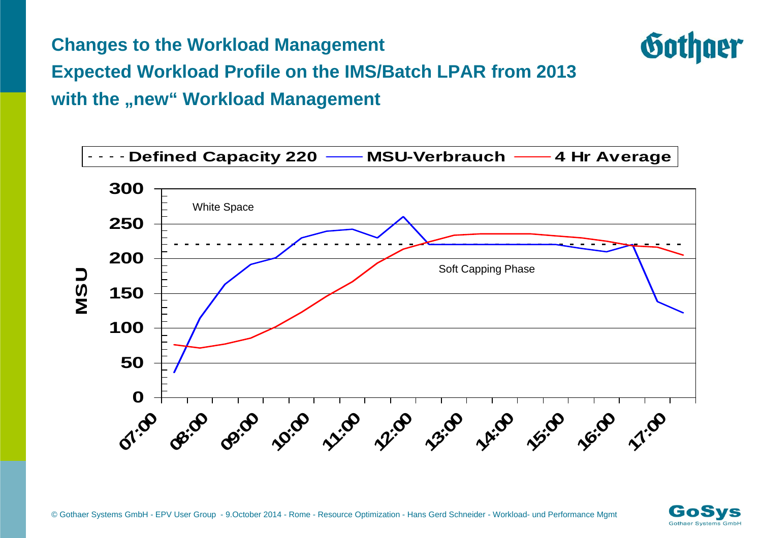## Changes to the Workload Management

## Expected Workload Profile on the IMS/Batch LPAR from 2013 with the „new“ Workload Management

Defined Capacity 220 — MSU-Verbrauch — 4 Hr Average

MSU: 0, 50, 100, 150, 200, 250, 300

07:00, 08:00, 09:00, 10:00, 11:00, 12:00, 13:00, 14:00, 15:00, 16:00, 17:00

White Space

Soft Capping Phase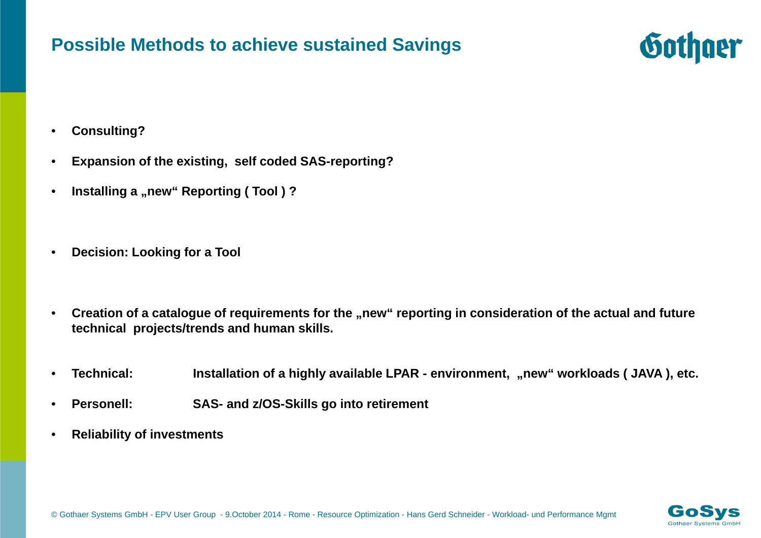# Possible Methods to achieve sustained Savings

- **Consulting?**
- **Expansion of the existing, self coded SAS-reporting?**
- **Installing a „new“ Reporting ( Tool ) ?**

- **Decision: Looking for a Tool**

- **Creation of a catalogue of requirements for the „new“ reporting in consideration of the actual and future technical projects/trends and human skills.**
- **Technical: Installation of a highly available LPAR - environment, „new“ workloads ( JAVA ), etc.**
- **Personell: SAS- and z/OS-Skills go into retirement**
- **Reliability of investments**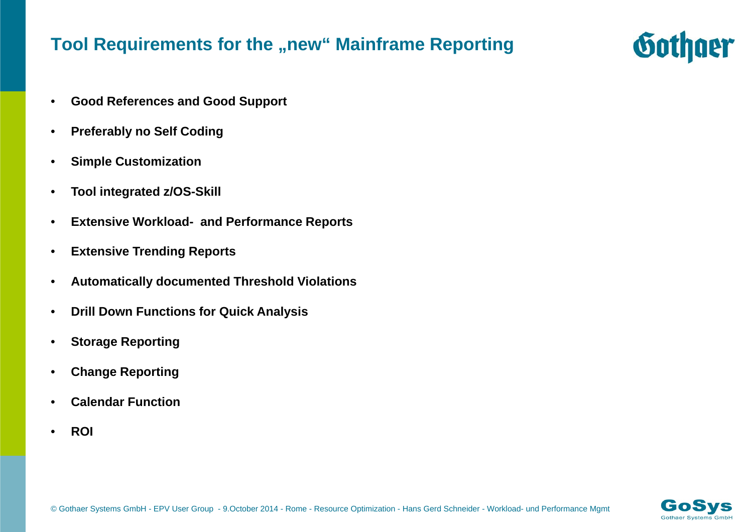# Tool Requirements for the „new“ Mainframe Reporting

- **Good References and Good Support**
- **Preferably no Self Coding**
- **Simple Customization**
- **Tool integrated z/OS-Skill**
- **Extensive Workload- and Performance Reports**
- **Extensive Trending Reports**
- **Automatically documented Threshold Violations**
- **Drill Down Functions for Quick Analysis**
- **Storage Reporting**
- **Change Reporting**
- **Calendar Function**
- **ROI**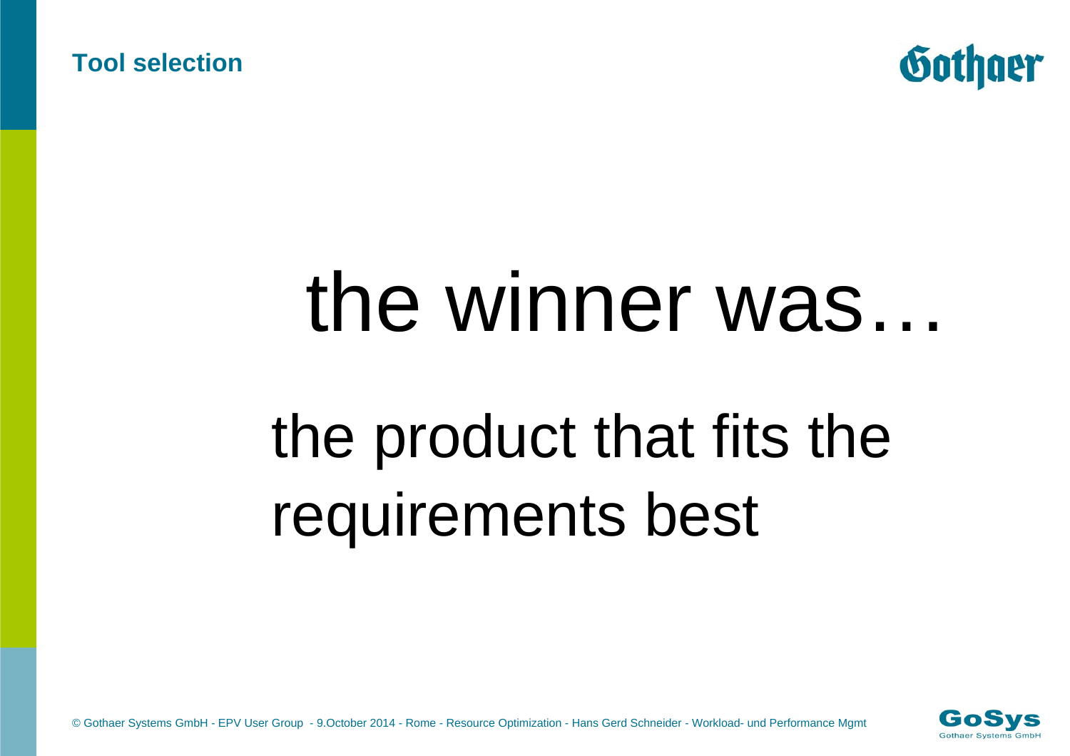## Tool selection

# the winner was…

the product that fits the requirements best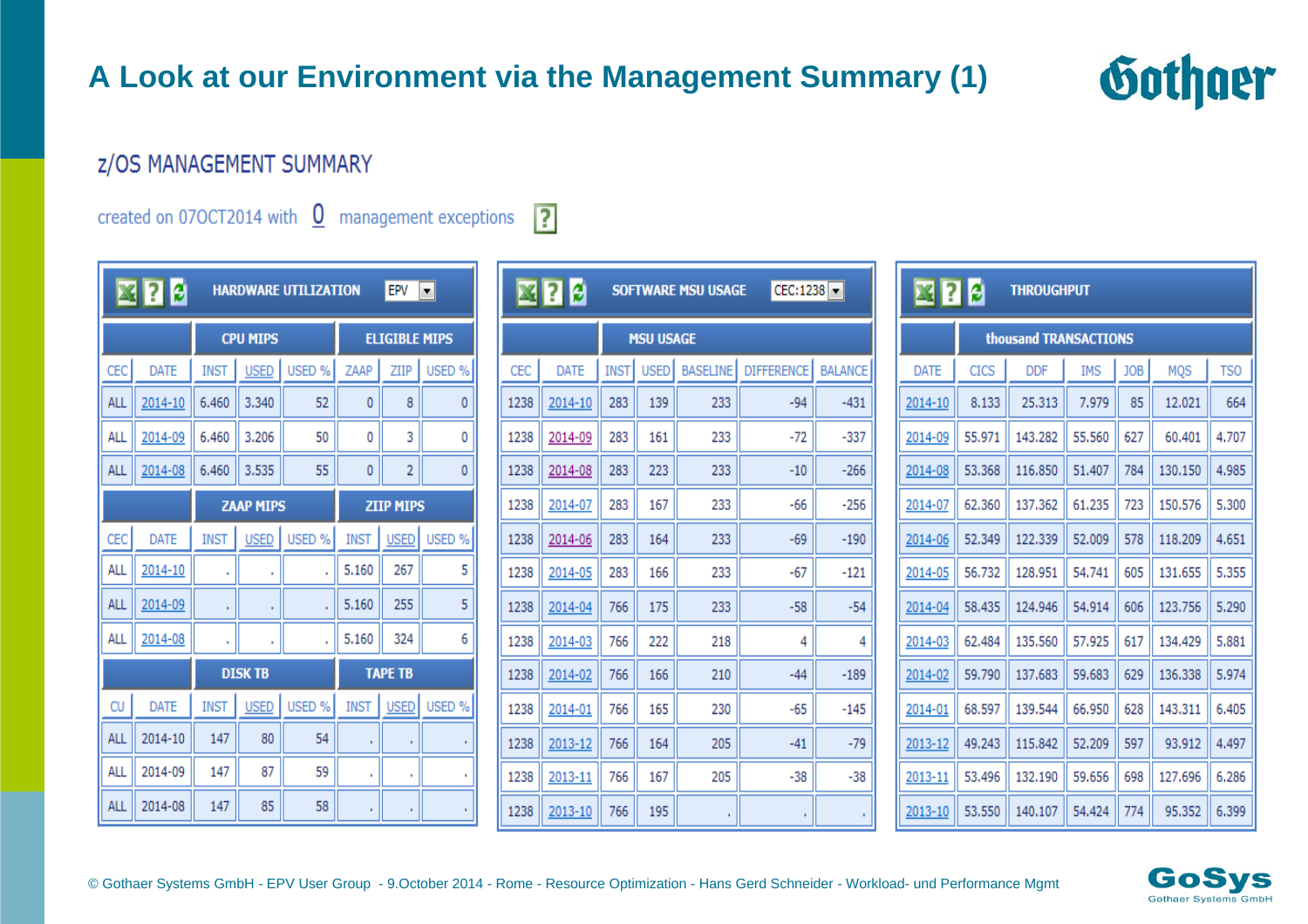# A Look at our Environment via the Management Summary (1)

## z/OS MANAGEMENT SUMMARY

created on 07OCT2014 with 0 management exceptions

**HARDWARE UTILIZATION** (EPV)

| | | CPU MIPS | | | ELIGIBLE MIPS | | |
|---|---|---|---|---|---|---|---|
| CEC | DATE | INST | USED | USED % | ZAAP | ZIIP | USED % |
| ALL | 2014-10 | 6.460 | 3.340 | 52 | 0 | 8 | 0 |
| ALL | 2014-09 | 6.460 | 3.206 | 50 | 0 | 3 | 0 |
| ALL | 2014-08 | 6.460 | 3.535 | 55 | 0 | 2 | 0 |

| | | ZAAP MIPS | | | ZIIP MIPS | | |
|---|---|---|---|---|---|---|---|
| CEC | DATE | INST | USED | USED % | INST | USED | USED % |
| ALL | 2014-10 | . | . | . | 5.160 | 267 | 5 |
| ALL | 2014-09 | . | . | . | 5.160 | 255 | 5 |
| ALL | 2014-08 | . | . | . | 5.160 | 324 | 6 |

| | | DISK TB | | | TAPE TB | | |
|---|---|---|---|---|---|---|---|
| CU | DATE | INST | USED | USED % | INST | USED | USED % |
| ALL | 2014-10 | 147 | 80 | 54 | . | . | . |
| ALL | 2014-09 | 147 | 87 | 59 | . | . | . |
| ALL | 2014-08 | 147 | 85 | 58 | . | . | . |

**SOFTWARE MSU USAGE** (CEC:1238)

| | | MSU USAGE | | | | |
|---|---|---|---|---|---|---|
| CEC | DATE | INST | USED | BASELINE | DIFFERENCE | BALANCE |
| 1238 | 2014-10 | 283 | 139 | 233 | -94 | -431 |
| 1238 | 2014-09 | 283 | 161 | 233 | -72 | -337 |
| 1238 | 2014-08 | 283 | 223 | 233 | -10 | -266 |
| 1238 | 2014-07 | 283 | 167 | 233 | -66 | -256 |
| 1238 | 2014-06 | 283 | 164 | 233 | -69 | -190 |
| 1238 | 2014-05 | 283 | 166 | 233 | -67 | -121 |
| 1238 | 2014-04 | 766 | 175 | 233 | -58 | -54 |
| 1238 | 2014-03 | 766 | 222 | 218 | 4 | 4 |
| 1238 | 2014-02 | 766 | 166 | 210 | -44 | -189 |
| 1238 | 2014-01 | 766 | 165 | 230 | -65 | -145 |
| 1238 | 2013-12 | 766 | 164 | 205 | -41 | -79 |
| 1238 | 2013-11 | 766 | 167 | 205 | -38 | -38 |
| 1238 | 2013-10 | 766 | 195 | . | . | . |

**THROUGHPUT**

| | thousand TRANSACTIONS | | | | | |
|---|---|---|---|---|---|---|
| DATE | CICS | DDF | IMS | JOB | MQS | TSO |
| 2014-10 | 8.133 | 25.313 | 7.979 | 85 | 12.021 | 664 |
| 2014-09 | 55.971 | 143.282 | 55.560 | 627 | 60.401 | 4.707 |
| 2014-08 | 53.368 | 116.850 | 51.407 | 784 | 130.150 | 4.985 |
| 2014-07 | 62.360 | 137.362 | 61.235 | 723 | 150.576 | 5.300 |
| 2014-06 | 52.349 | 122.339 | 52.009 | 578 | 118.209 | 4.651 |
| 2014-05 | 56.732 | 128.951 | 54.741 | 605 | 131.655 | 5.355 |
| 2014-04 | 58.435 | 124.946 | 54.914 | 606 | 123.756 | 5.290 |
| 2014-03 | 62.484 | 135.560 | 57.925 | 617 | 134.429 | 5.881 |
| 2014-02 | 59.790 | 137.683 | 59.683 | 629 | 136.338 | 5.974 |
| 2014-01 | 68.597 | 139.544 | 66.950 | 628 | 143.311 | 6.405 |
| 2013-12 | 49.243 | 115.842 | 52.209 | 597 | 93.912 | 4.497 |
| 2013-11 | 53.496 | 132.190 | 59.656 | 698 | 127.696 | 6.286 |
| 2013-10 | 53.550 | 140.107 | 54.424 | 774 | 95.352 | 6.399 |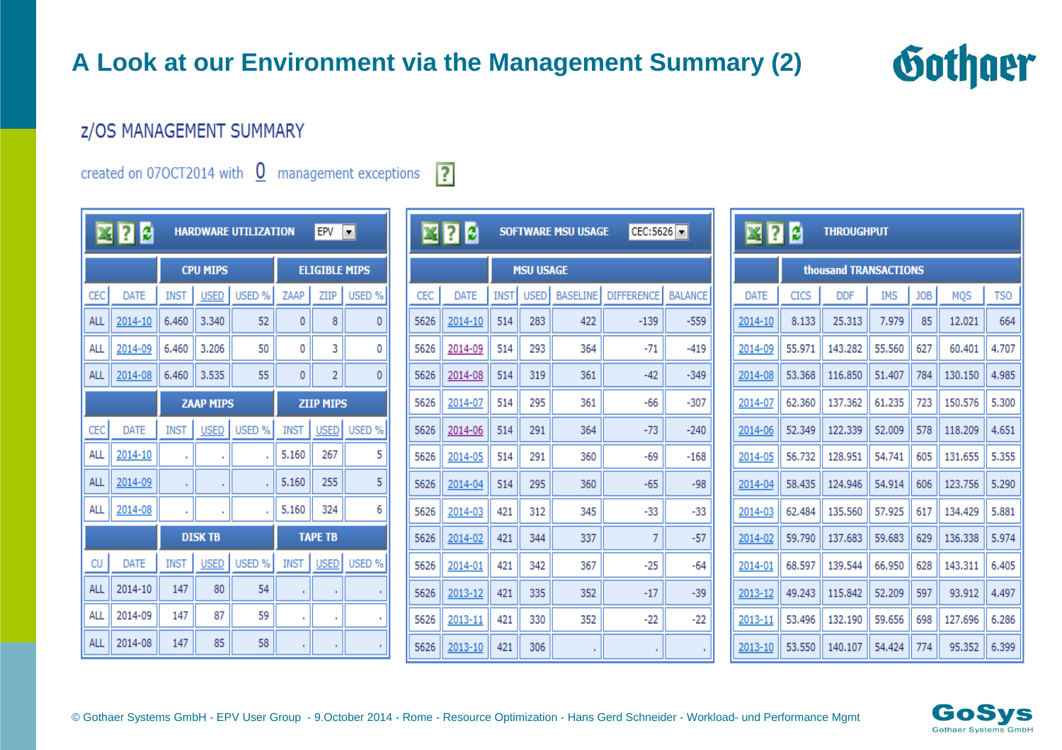# A Look at our Environment via the Management Summary (2)

## z/OS MANAGEMENT SUMMARY

created on 07OCT2014 with 0 management exceptions

### HARDWARE UTILIZATION (EPV)

| | | CPU MIPS | | | ELIGIBLE MIPS | | |
|---|---|---|---|---|---|---|---|
| CEC | DATE | INST | USED | USED % | ZAAP | ZIIP | USED % |
| ALL | 2014-10 | 6.460 | 3.340 | 52 | 0 | 8 | 0 |
| ALL | 2014-09 | 6.460 | 3.206 | 50 | 0 | 3 | 0 |
| ALL | 2014-08 | 6.460 | 3.535 | 55 | 0 | 2 | 0 |

| | | ZAAP MIPS | | | ZIIP MIPS | | |
|---|---|---|---|---|---|---|---|
| CEC | DATE | INST | USED | USED % | INST | USED | USED % |
| ALL | 2014-10 | . | . | . | 5.160 | 267 | 5 |
| ALL | 2014-09 | . | . | . | 5.160 | 255 | 5 |
| ALL | 2014-08 | . | . | . | 5.160 | 324 | 6 |

| | | DISK TB | | | TAPE TB | | |
|---|---|---|---|---|---|---|---|
| CU | DATE | INST | USED | USED % | INST | USED | USED % |
| ALL | 2014-10 | 147 | 80 | 54 | . | . | . |
| ALL | 2014-09 | 147 | 87 | 59 | . | . | . |
| ALL | 2014-08 | 147 | 85 | 58 | . | . | . |

### SOFTWARE MSU USAGE (CEC:5626)

| | | MSU USAGE | | | | |
|---|---|---|---|---|---|---|
| CEC | DATE | INST | USED | BASELINE | DIFFERENCE | BALANCE |
| 5626 | 2014-10 | 514 | 283 | 422 | -139 | -559 |
| 5626 | 2014-09 | 514 | 293 | 364 | -71 | -419 |
| 5626 | 2014-08 | 514 | 319 | 361 | -42 | -349 |
| 5626 | 2014-07 | 514 | 295 | 361 | -66 | -307 |
| 5626 | 2014-06 | 514 | 291 | 364 | -73 | -240 |
| 5626 | 2014-05 | 514 | 291 | 360 | -69 | -168 |
| 5626 | 2014-04 | 514 | 295 | 360 | -65 | -98 |
| 5626 | 2014-03 | 421 | 312 | 345 | -33 | -33 |
| 5626 | 2014-02 | 421 | 344 | 337 | 7 | -57 |
| 5626 | 2014-01 | 421 | 342 | 367 | -25 | -64 |
| 5626 | 2013-12 | 421 | 335 | 352 | -17 | -39 |
| 5626 | 2013-11 | 421 | 330 | 352 | -22 | -22 |
| 5626 | 2013-10 | 421 | 306 | . | . | . |

### THROUGHPUT

| | thousand TRANSACTIONS | | | | | |
|---|---|---|---|---|---|---|
| DATE | CICS | DDF | IMS | JOB | MQS | TSO |
| 2014-10 | 8.133 | 25.313 | 7.979 | 85 | 12.021 | 664 |
| 2014-09 | 55.971 | 143.282 | 55.560 | 627 | 60.401 | 4.707 |
| 2014-08 | 53.368 | 116.850 | 51.407 | 784 | 130.150 | 4.985 |
| 2014-07 | 62.360 | 137.362 | 61.235 | 723 | 150.576 | 5.300 |
| 2014-06 | 52.349 | 122.339 | 52.009 | 578 | 118.209 | 4.651 |
| 2014-05 | 56.732 | 128.951 | 54.741 | 605 | 131.655 | 5.355 |
| 2014-04 | 58.435 | 124.946 | 54.914 | 606 | 123.756 | 5.290 |
| 2014-03 | 62.484 | 135.560 | 57.925 | 617 | 134.429 | 5.881 |
| 2014-02 | 59.790 | 137.683 | 59.683 | 629 | 136.338 | 5.974 |
| 2014-01 | 68.597 | 139.544 | 66.950 | 628 | 143.311 | 6.405 |
| 2013-12 | 49.243 | 115.842 | 52.209 | 597 | 93.912 | 4.497 |
| 2013-11 | 53.496 | 132.190 | 59.656 | 698 | 127.696 | 6.286 |
| 2013-10 | 53.550 | 140.107 | 54.424 | 774 | 95.352 | 6.399 |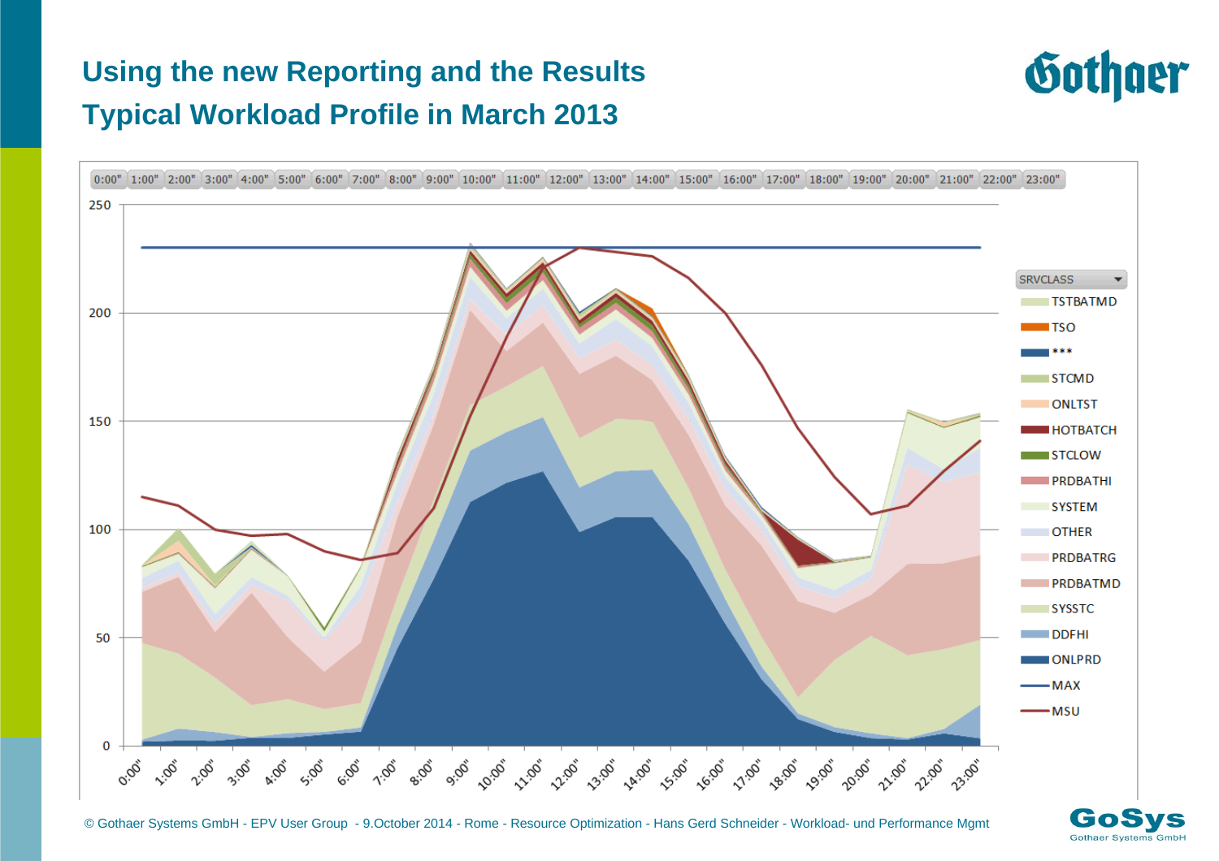# Using the new Reporting and the Results

## Typical Workload Profile in March 2013

0:00" 1:00" 2:00" 3:00" 4:00" 5:00" 6:00" 7:00" 8:00" 9:00" 10:00" 11:00" 12:00" 13:00" 14:00" 15:00" 16:00" 17:00" 18:00" 19:00" 20:00" 21:00" 22:00" 23:00"

SRVCLASS

- TSTBATMD
- TSO
- ***
- STCMD
- ONLTST
- HOTBATCH
- STCLOW
- PRDBATHI
- SYSTEM
- OTHER
- PRDBATRG
- PRDBATMD
- SYSSTC
- DDFHI
- ONLPRD
- MAX
- MSU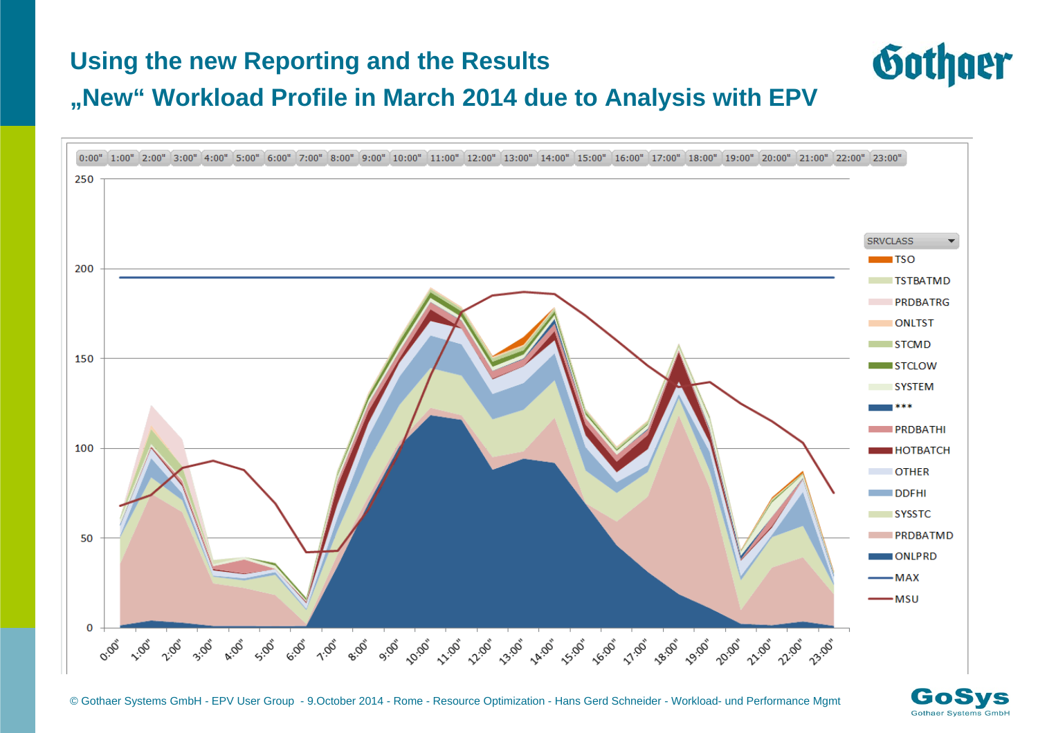# Using the new Reporting and the Results

## „New“ Workload Profile in March 2014 due to Analysis with EPV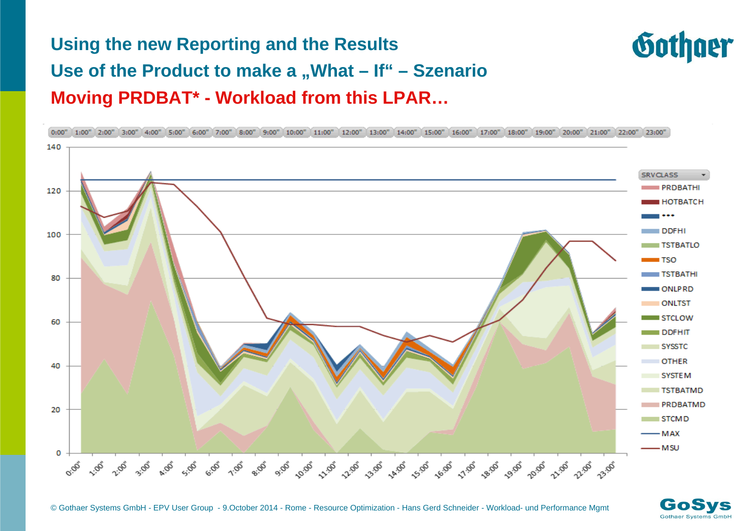## Using the new Reporting and the Results

## Use of the Product to make a „What – If“ – Szenario

## Moving PRDBAT* - Workload from this LPAR…

0:00" 1:00" 2:00" 3:00" 4:00" 5:00" 6:00" 7:00" 8:00" 9:00" 10:00" 11:00" 12:00" 13:00" 14:00" 15:00" 16:00" 17:00" 18:00" 19:00" 20:00" 21:00" 22:00" 23:00"

SRVCLASS

- PRDBATHI
- HOTBATCH
- ***
- DDFHI
- TSTBATLO
- TSO
- TSTBATHI
- ONLPRD
- ONLTST
- STCLOW
- DDFHIT
- SYSSTC
- OTHER
- SYSTEM
- TSTBATMD
- PRDBATMD
- STCMD
- MAX
- MSU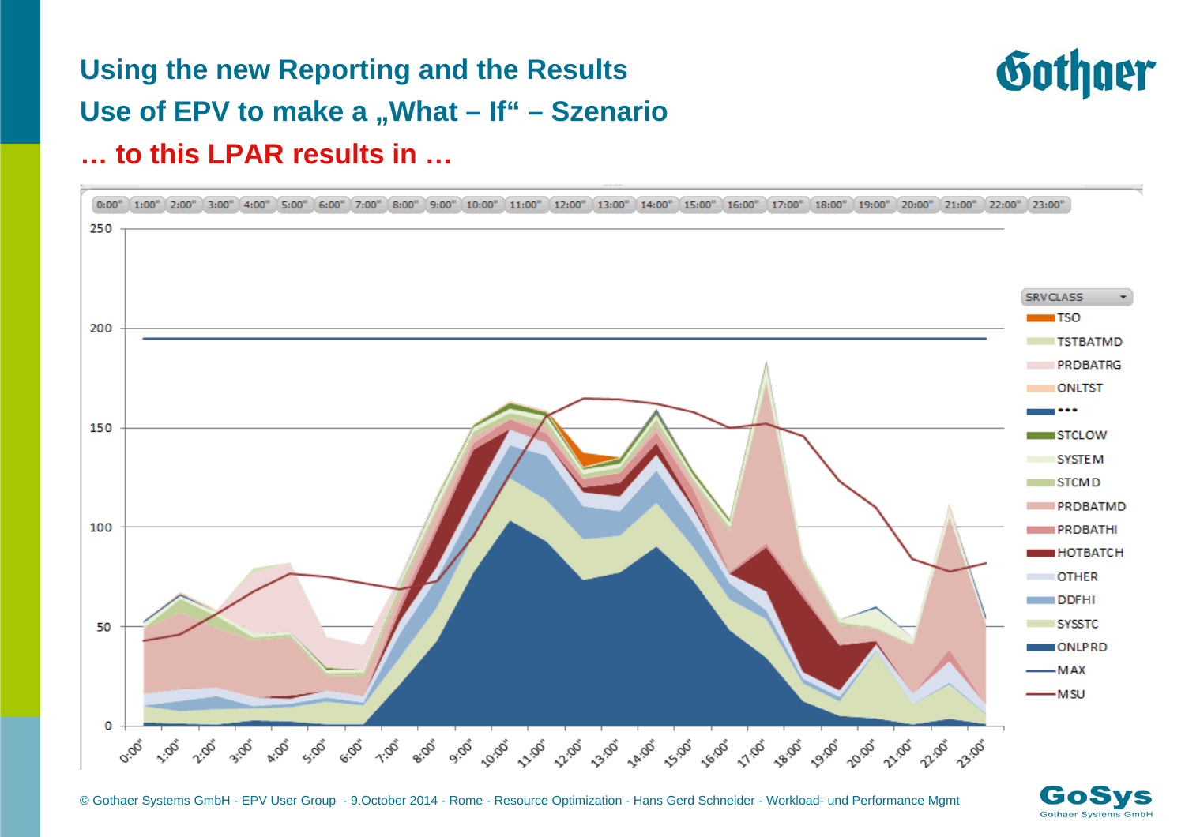# Using the new Reporting and the Results

## Use of EPV to make a „What – If“ – Szenario

## … to this LPAR results in …

SRVCLASS

- TSO
- TSTBATMD
- PRDBATRG
- ONLTST
- ***
- STCLOW
- SYSTEM
- STCMD
- PRDBATMD
- PRDBATHI
- HOTBATCH
- OTHER
- DDFHI
- SYSSTC
- ONLPRD
- MAX
- MSU

© Gothaer Systems GmbH - EPV User Group - 9.October 2014 - Rome - Resource Optimization - Hans Gerd Schneider - Workload- und Performance Mgmt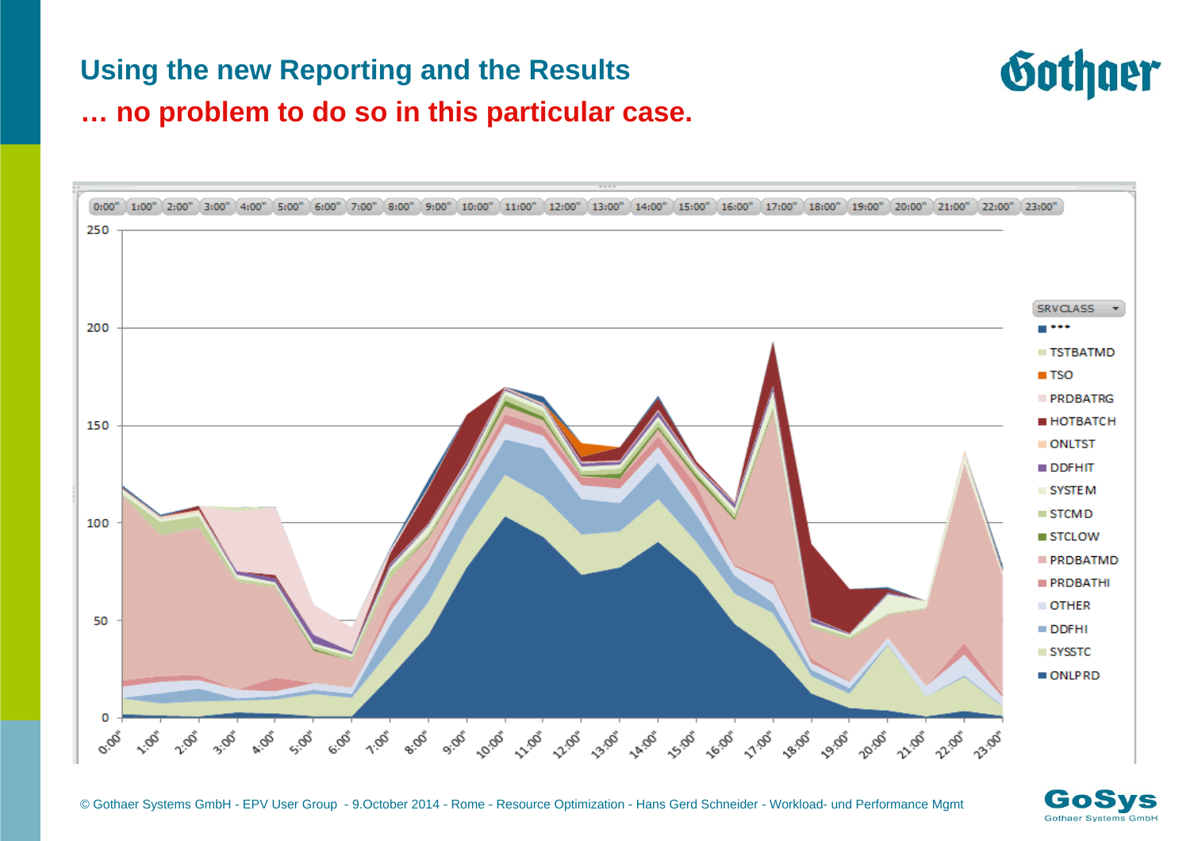## Using the new Reporting and the Results

## … no problem to do so in this particular case.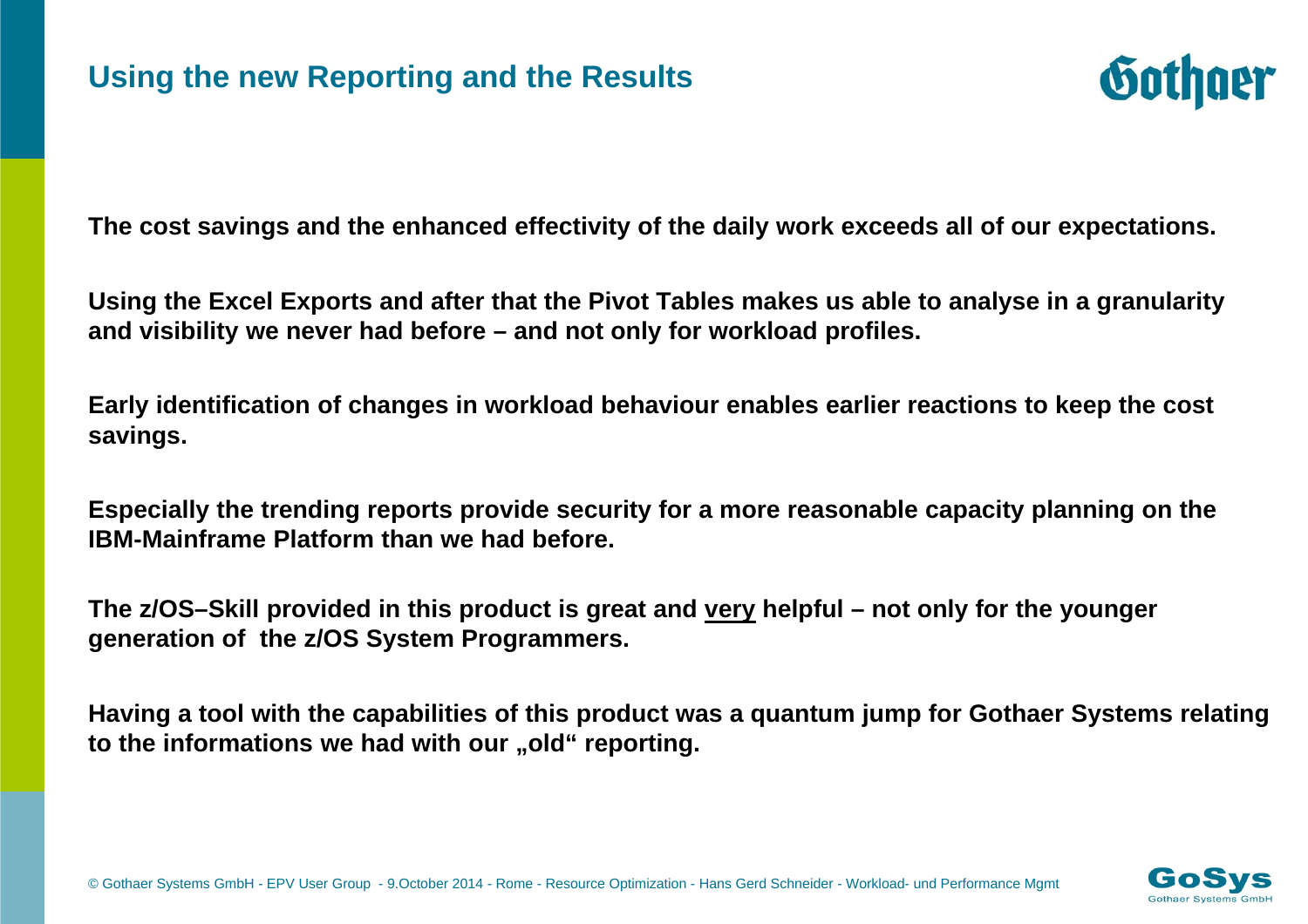## Using the new Reporting and the Results

**The cost savings and the enhanced effectivity of the daily work exceeds all of our expectations.**

**Using the Excel Exports and after that the Pivot Tables makes us able to analyse in a granularity and visibility we never had before – and not only for workload profiles.**

**Early identification of changes in workload behaviour enables earlier reactions to keep the cost savings.**

**Especially the trending reports provide security for a more reasonable capacity planning on the IBM-Mainframe Platform than we had before.**

**The z/OS–Skill provided in this product is great and <u>very</u> helpful – not only for the younger generation of the z/OS System Programmers.**

**Having a tool with the capabilities of this product was a quantum jump for Gothaer Systems relating to the informations we had with our „old" reporting.**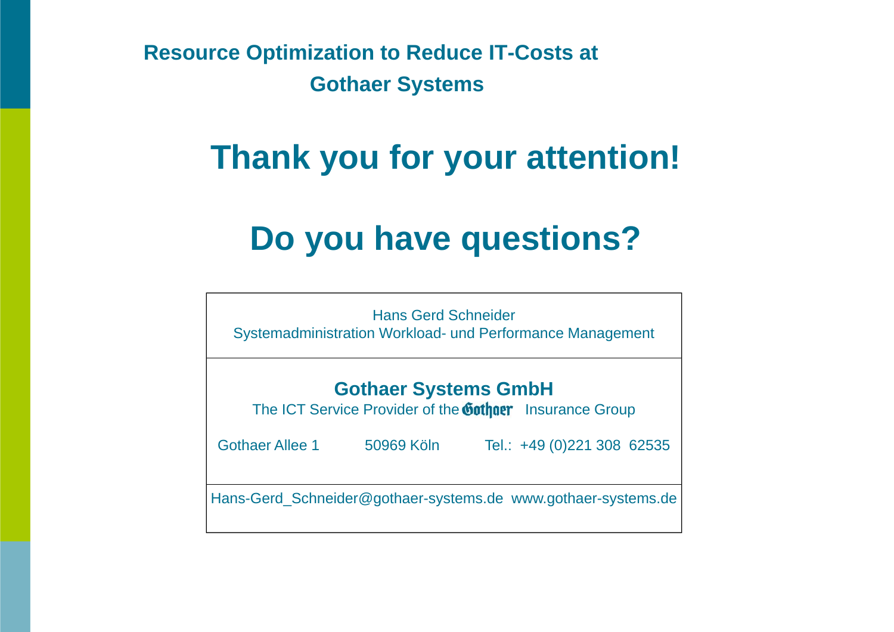**Resource Optimization to Reduce IT-Costs at Gothaer Systems**

# Thank you for your attention!

# Do you have questions?

Hans Gerd Schneider
Systemadministration Workload- und Performance Management

**Gothaer Systems GmbH**
The ICT Service Provider of the Gothaer Insurance Group

Gothaer Allee 1 50969 Köln Tel.: +49 (0)221 308 62535

Hans-Gerd_Schneider@gothaer-systems.de www.gothaer-systems.de